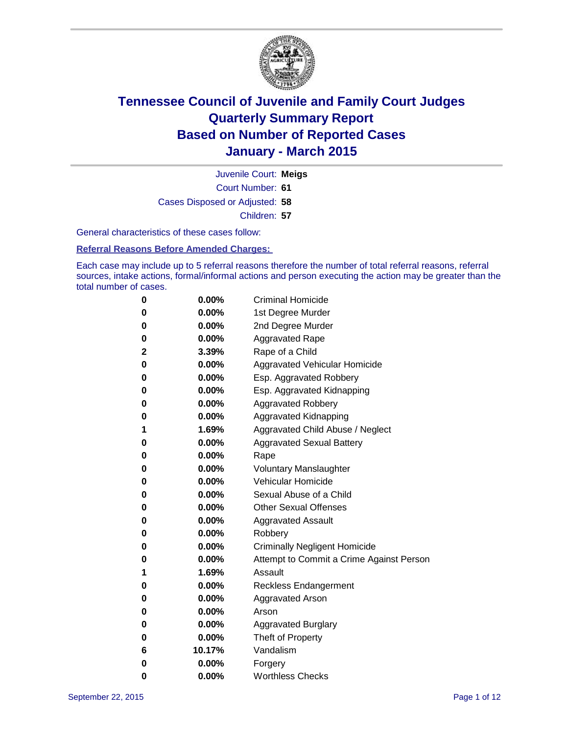# Tennessee Council of Juvenile and Family Court Judges
## Quarterly Summary Report
## Based on Number of Reported Cases
## January - March 2015

Juvenile Court: **Meigs**

Court Number: **61**

Cases Disposed or Adjusted: **58**

Children: **57**

General characteristics of these cases follow:

**Referral Reasons Before Amended Charges:**

Each case may include up to 5 referral reasons therefore the number of total referral reasons, referral sources, intake actions, formal/informal actions and person executing the action may be greater than the total number of cases.

| | | |
|---|---|---|
| **0** | **0.00%** | Criminal Homicide |
| **0** | **0.00%** | 1st Degree Murder |
| **0** | **0.00%** | 2nd Degree Murder |
| **0** | **0.00%** | Aggravated Rape |
| **2** | **3.39%** | Rape of a Child |
| **0** | **0.00%** | Aggravated Vehicular Homicide |
| **0** | **0.00%** | Esp. Aggravated Robbery |
| **0** | **0.00%** | Esp. Aggravated Kidnapping |
| **0** | **0.00%** | Aggravated Robbery |
| **0** | **0.00%** | Aggravated Kidnapping |
| **1** | **1.69%** | Aggravated Child Abuse / Neglect |
| **0** | **0.00%** | Aggravated Sexual Battery |
| **0** | **0.00%** | Rape |
| **0** | **0.00%** | Voluntary Manslaughter |
| **0** | **0.00%** | Vehicular Homicide |
| **0** | **0.00%** | Sexual Abuse of a Child |
| **0** | **0.00%** | Other Sexual Offenses |
| **0** | **0.00%** | Aggravated Assault |
| **0** | **0.00%** | Robbery |
| **0** | **0.00%** | Criminally Negligent Homicide |
| **0** | **0.00%** | Attempt to Commit a Crime Against Person |
| **1** | **1.69%** | Assault |
| **0** | **0.00%** | Reckless Endangerment |
| **0** | **0.00%** | Aggravated Arson |
| **0** | **0.00%** | Arson |
| **0** | **0.00%** | Aggravated Burglary |
| **0** | **0.00%** | Theft of Property |
| **6** | **10.17%** | Vandalism |
| **0** | **0.00%** | Forgery |
| **0** | **0.00%** | Worthless Checks |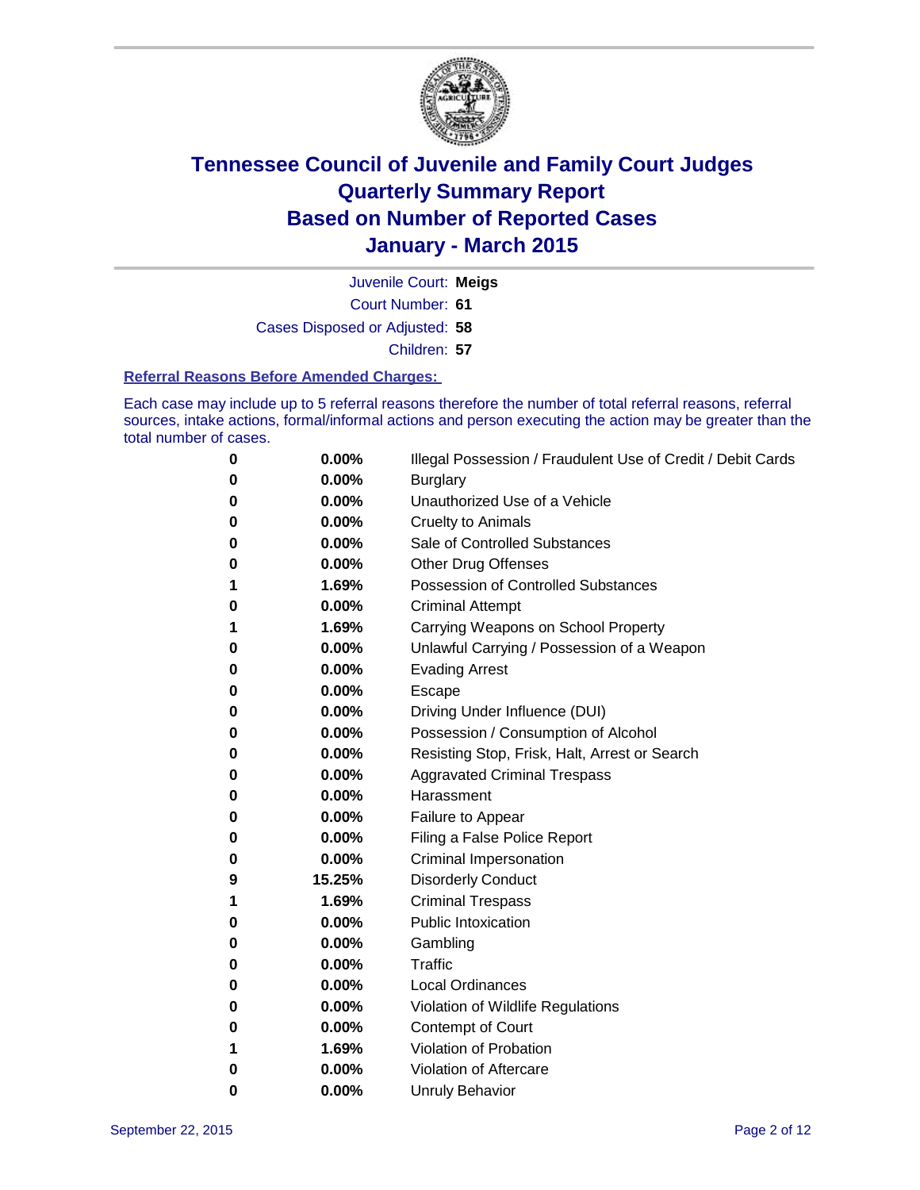# Tennessee Council of Juvenile and Family Court Judges
# Quarterly Summary Report
# Based on Number of Reported Cases
# January - March 2015

Juvenile Court: **Meigs**

Court Number: **61**

Cases Disposed or Adjusted: **58**

Children: **57**

### Referral Reasons Before Amended Charges:

Each case may include up to 5 referral reasons therefore the number of total referral reasons, referral sources, intake actions, formal/informal actions and person executing the action may be greater than the total number of cases.

| | | |
|---|---|---|
| **0** | **0.00%** | Illegal Possession / Fraudulent Use of Credit / Debit Cards |
| **0** | **0.00%** | Burglary |
| **0** | **0.00%** | Unauthorized Use of a Vehicle |
| **0** | **0.00%** | Cruelty to Animals |
| **0** | **0.00%** | Sale of Controlled Substances |
| **0** | **0.00%** | Other Drug Offenses |
| **1** | **1.69%** | Possession of Controlled Substances |
| **0** | **0.00%** | Criminal Attempt |
| **1** | **1.69%** | Carrying Weapons on School Property |
| **0** | **0.00%** | Unlawful Carrying / Possession of a Weapon |
| **0** | **0.00%** | Evading Arrest |
| **0** | **0.00%** | Escape |
| **0** | **0.00%** | Driving Under Influence (DUI) |
| **0** | **0.00%** | Possession / Consumption of Alcohol |
| **0** | **0.00%** | Resisting Stop, Frisk, Halt, Arrest or Search |
| **0** | **0.00%** | Aggravated Criminal Trespass |
| **0** | **0.00%** | Harassment |
| **0** | **0.00%** | Failure to Appear |
| **0** | **0.00%** | Filing a False Police Report |
| **0** | **0.00%** | Criminal Impersonation |
| **9** | **15.25%** | Disorderly Conduct |
| **1** | **1.69%** | Criminal Trespass |
| **0** | **0.00%** | Public Intoxication |
| **0** | **0.00%** | Gambling |
| **0** | **0.00%** | Traffic |
| **0** | **0.00%** | Local Ordinances |
| **0** | **0.00%** | Violation of Wildlife Regulations |
| **0** | **0.00%** | Contempt of Court |
| **1** | **1.69%** | Violation of Probation |
| **0** | **0.00%** | Violation of Aftercare |
| **0** | **0.00%** | Unruly Behavior |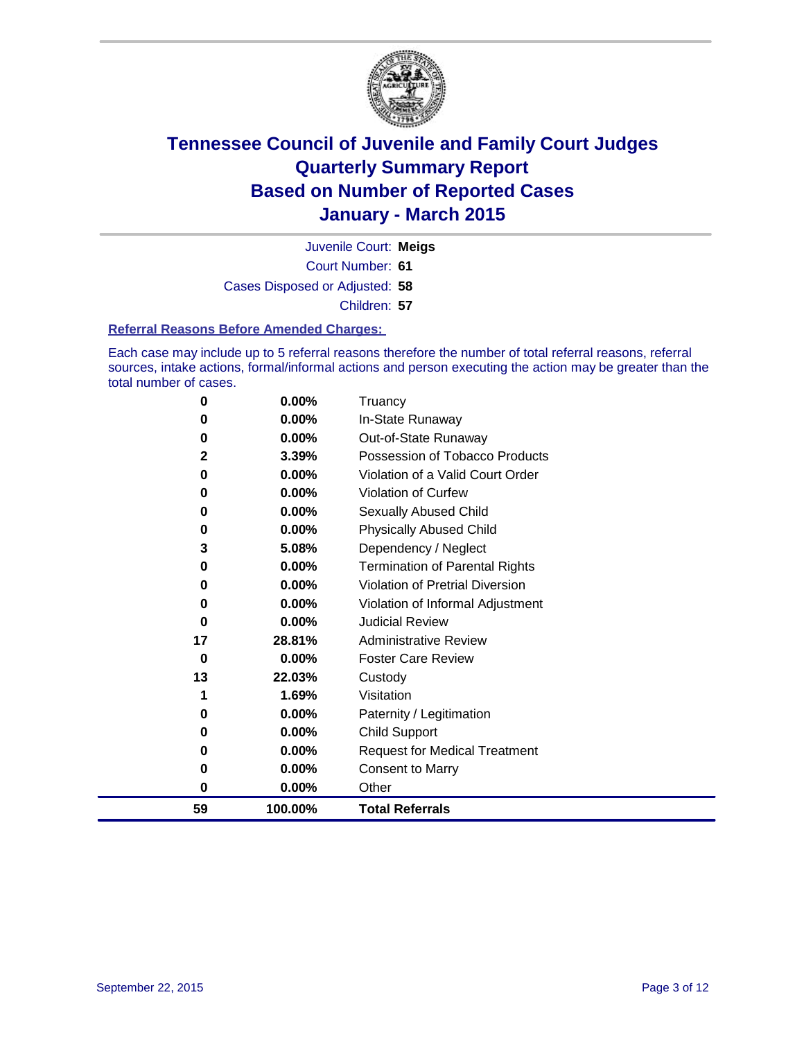# Tennessee Council of Juvenile and Family Court Judges
## Quarterly Summary Report
## Based on Number of Reported Cases
## January - March 2015

Juvenile Court: **Meigs**

Court Number: **61**

Cases Disposed or Adjusted: **58**

Children: **57**

**Referral Reasons Before Amended Charges:**

Each case may include up to 5 referral reasons therefore the number of total referral reasons, referral sources, intake actions, formal/informal actions and person executing the action may be greater than the total number of cases.

| Count | Percent | Referral Reason |
|---|---|---|
| 0 | 0.00% | Truancy |
| 0 | 0.00% | In-State Runaway |
| 0 | 0.00% | Out-of-State Runaway |
| 2 | 3.39% | Possession of Tobacco Products |
| 0 | 0.00% | Violation of a Valid Court Order |
| 0 | 0.00% | Violation of Curfew |
| 0 | 0.00% | Sexually Abused Child |
| 0 | 0.00% | Physically Abused Child |
| 3 | 5.08% | Dependency / Neglect |
| 0 | 0.00% | Termination of Parental Rights |
| 0 | 0.00% | Violation of Pretrial Diversion |
| 0 | 0.00% | Violation of Informal Adjustment |
| 0 | 0.00% | Judicial Review |
| 17 | 28.81% | Administrative Review |
| 0 | 0.00% | Foster Care Review |
| 13 | 22.03% | Custody |
| 1 | 1.69% | Visitation |
| 0 | 0.00% | Paternity / Legitimation |
| 0 | 0.00% | Child Support |
| 0 | 0.00% | Request for Medical Treatment |
| 0 | 0.00% | Consent to Marry |
| 0 | 0.00% | Other |
| **59** | **100.00%** | **Total Referrals** |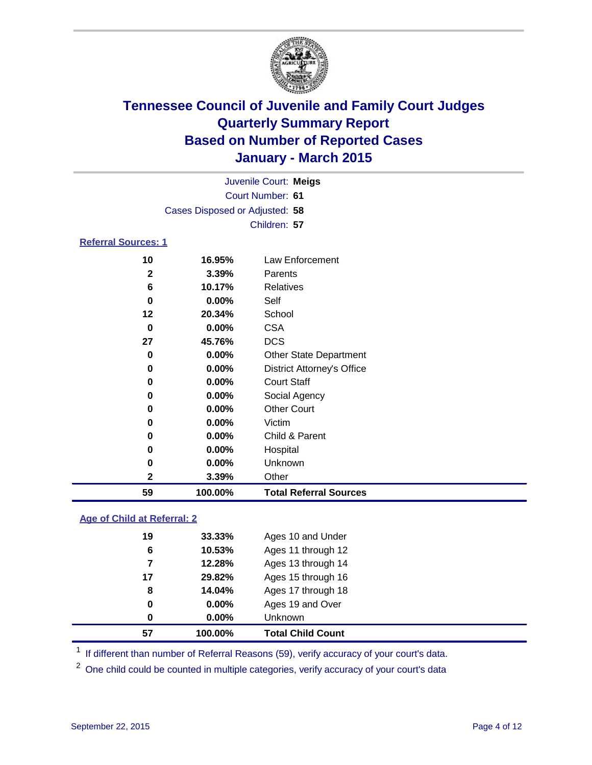# Tennessee Council of Juvenile and Family Court Judges
# Quarterly Summary Report
# Based on Number of Reported Cases
# January - March 2015

Juvenile Court: **Meigs**
Court Number: **61**
Cases Disposed or Adjusted: **58**
Children: **57**

## Referral Sources: 1

| Count | Percent | Source |
|---|---|---|
| 10 | 16.95% | Law Enforcement |
| 2 | 3.39% | Parents |
| 6 | 10.17% | Relatives |
| 0 | 0.00% | Self |
| 12 | 20.34% | School |
| 0 | 0.00% | CSA |
| 27 | 45.76% | DCS |
| 0 | 0.00% | Other State Department |
| 0 | 0.00% | District Attorney's Office |
| 0 | 0.00% | Court Staff |
| 0 | 0.00% | Social Agency |
| 0 | 0.00% | Other Court |
| 0 | 0.00% | Victim |
| 0 | 0.00% | Child & Parent |
| 0 | 0.00% | Hospital |
| 0 | 0.00% | Unknown |
| 2 | 3.39% | Other |
| **59** | **100.00%** | **Total Referral Sources** |

## Age of Child at Referral: 2

| Count | Percent | Age |
|---|---|---|
| 19 | 33.33% | Ages 10 and Under |
| 6 | 10.53% | Ages 11 through 12 |
| 7 | 12.28% | Ages 13 through 14 |
| 17 | 29.82% | Ages 15 through 16 |
| 8 | 14.04% | Ages 17 through 18 |
| 0 | 0.00% | Ages 19 and Over |
| 0 | 0.00% | Unknown |
| **57** | **100.00%** | **Total Child Count** |

[1] If different than number of Referral Reasons (59), verify accuracy of your court's data.

[2] One child could be counted in multiple categories, verify accuracy of your court's data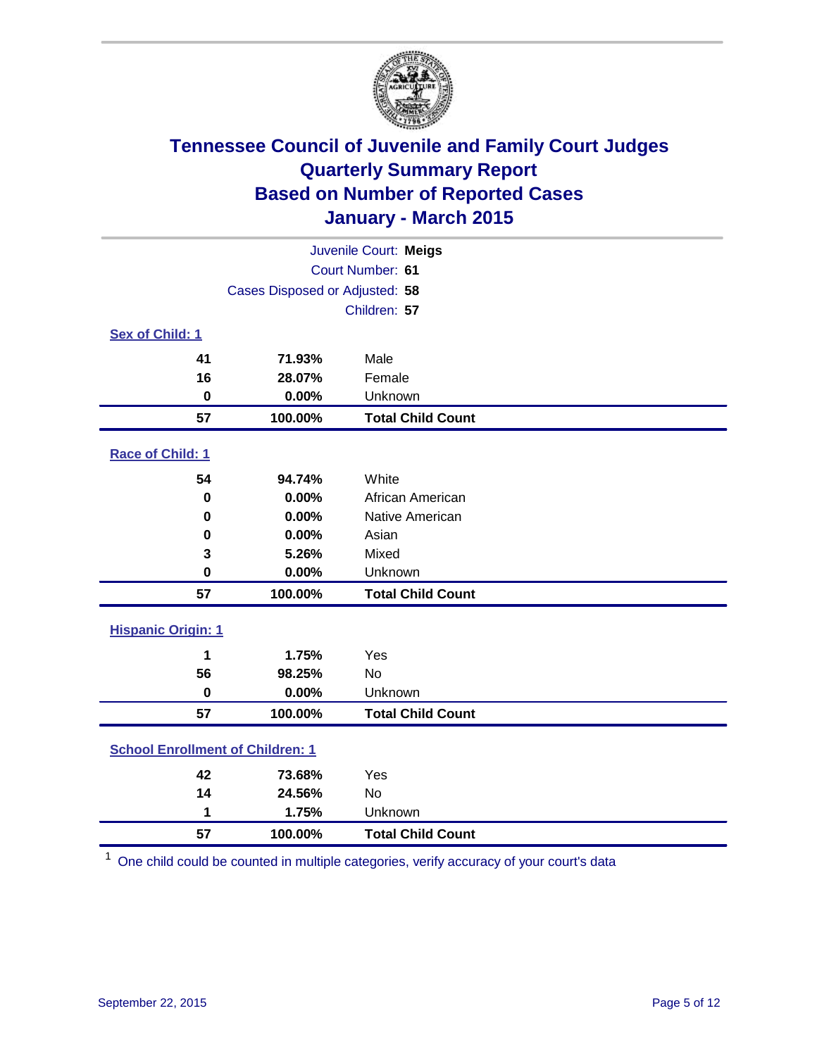# Tennessee Council of Juvenile and Family Court Judges
## Quarterly Summary Report
## Based on Number of Reported Cases
## January - March 2015

Juvenile Court: **Meigs**
Court Number: **61**
Cases Disposed or Adjusted: **58**
Children: **57**

### Sex of Child: 1

| Count | Percent | Category |
|---|---|---|
| **41** | **71.93%** | Male |
| **16** | **28.07%** | Female |
| **0** | **0.00%** | Unknown |
| **57** | **100.00%** | **Total Child Count** |

### Race of Child: 1

| Count | Percent | Category |
|---|---|---|
| **54** | **94.74%** | White |
| **0** | **0.00%** | African American |
| **0** | **0.00%** | Native American |
| **0** | **0.00%** | Asian |
| **3** | **5.26%** | Mixed |
| **0** | **0.00%** | Unknown |
| **57** | **100.00%** | **Total Child Count** |

### Hispanic Origin: 1

| Count | Percent | Category |
|---|---|---|
| **1** | **1.75%** | Yes |
| **56** | **98.25%** | No |
| **0** | **0.00%** | Unknown |
| **57** | **100.00%** | **Total Child Count** |

### School Enrollment of Children: 1

| Count | Percent | Category |
|---|---|---|
| **42** | **73.68%** | Yes |
| **14** | **24.56%** | No |
| **1** | **1.75%** | Unknown |
| **57** | **100.00%** | **Total Child Count** |

[1] One child could be counted in multiple categories, verify accuracy of your court's data

September 22, 2015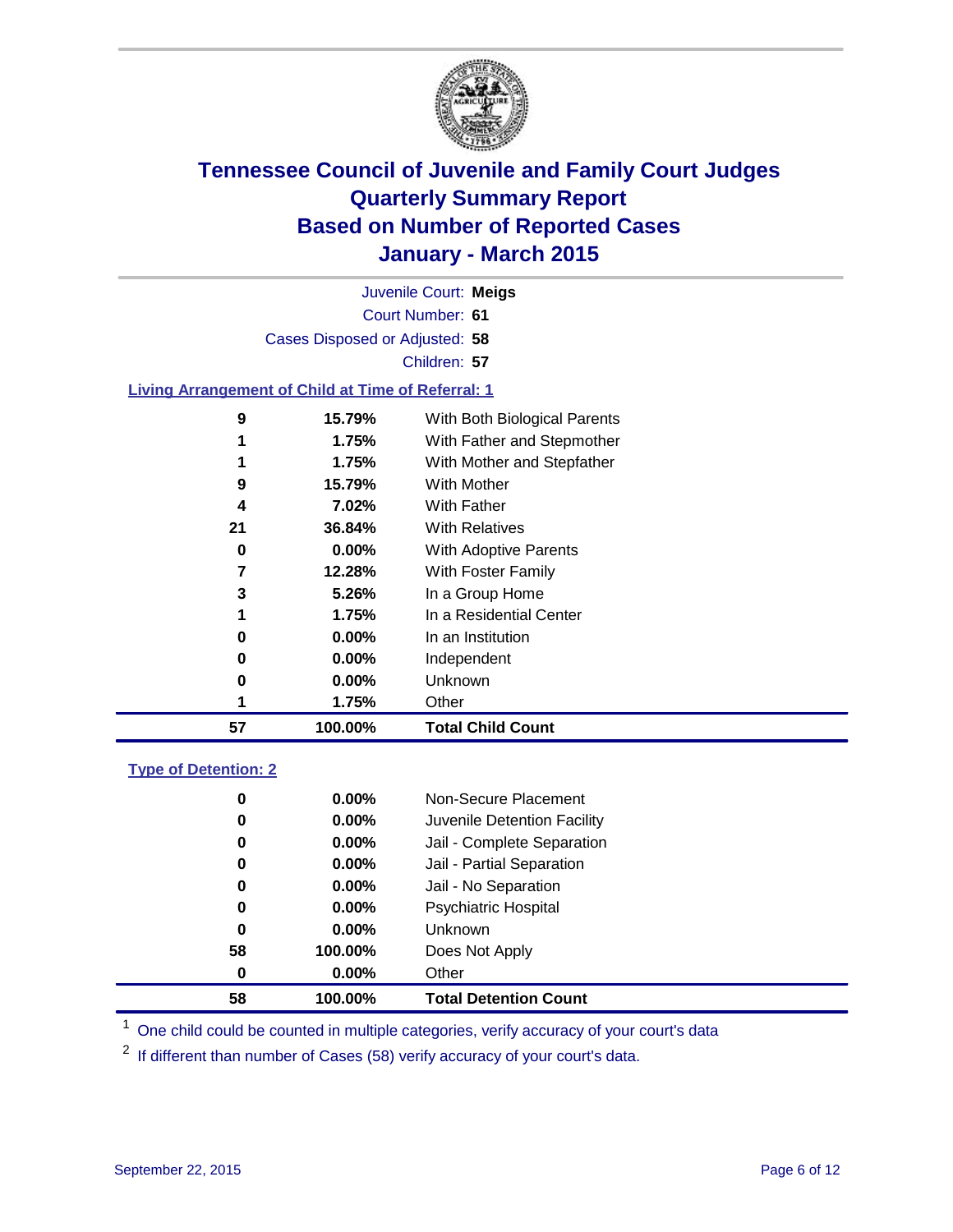# Tennessee Council of Juvenile and Family Court Judges
## Quarterly Summary Report
## Based on Number of Reported Cases
## January - March 2015

Juvenile Court: **Meigs**

Court Number: **61**

Cases Disposed or Adjusted: **58**

Children: **57**

### Living Arrangement of Child at Time of Referral: 1

| Count | Percent | Arrangement |
|---|---|---|
| 9 | 15.79% | With Both Biological Parents |
| 1 | 1.75% | With Father and Stepmother |
| 1 | 1.75% | With Mother and Stepfather |
| 9 | 15.79% | With Mother |
| 4 | 7.02% | With Father |
| 21 | 36.84% | With Relatives |
| 0 | 0.00% | With Adoptive Parents |
| 7 | 12.28% | With Foster Family |
| 3 | 5.26% | In a Group Home |
| 1 | 1.75% | In a Residential Center |
| 0 | 0.00% | In an Institution |
| 0 | 0.00% | Independent |
| 0 | 0.00% | Unknown |
| 1 | 1.75% | Other |
| **57** | **100.00%** | **Total Child Count** |

### Type of Detention: 2

| Count | Percent | Type |
|---|---|---|
| 0 | 0.00% | Non-Secure Placement |
| 0 | 0.00% | Juvenile Detention Facility |
| 0 | 0.00% | Jail - Complete Separation |
| 0 | 0.00% | Jail - Partial Separation |
| 0 | 0.00% | Jail - No Separation |
| 0 | 0.00% | Psychiatric Hospital |
| 0 | 0.00% | Unknown |
| 58 | 100.00% | Does Not Apply |
| 0 | 0.00% | Other |
| **58** | **100.00%** | **Total Detention Count** |

[1] One child could be counted in multiple categories, verify accuracy of your court's data

[2] If different than number of Cases (58) verify accuracy of your court's data.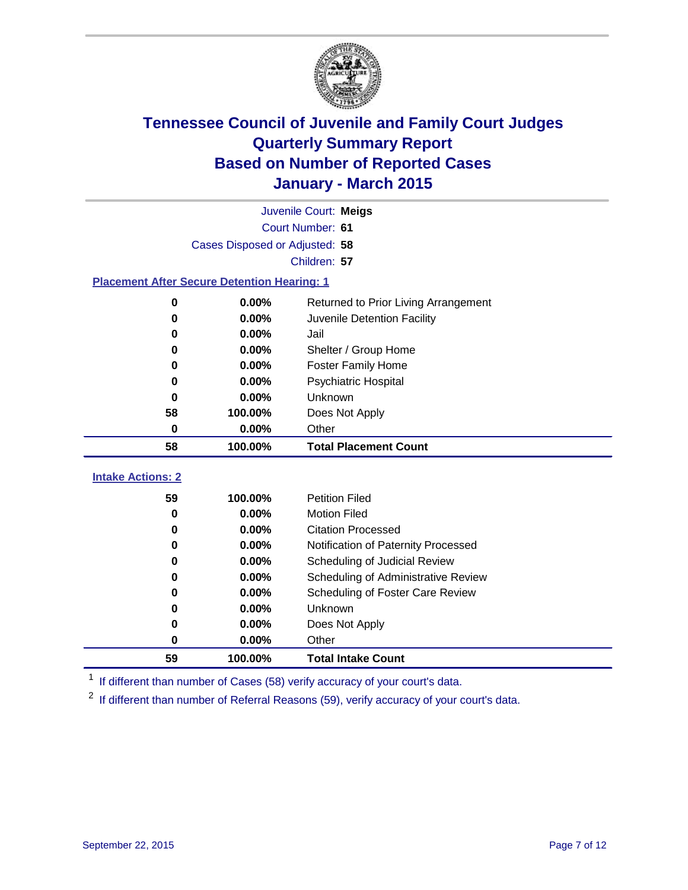# Tennessee Council of Juvenile and Family Court Judges
# Quarterly Summary Report
# Based on Number of Reported Cases
# January - March 2015

Juvenile Court: **Meigs**
Court Number: **61**
Cases Disposed or Adjusted: **58**
Children: **57**

### Placement After Secure Detention Hearing: 1

| Count | Percent | Placement |
|---|---|---|
| 0 | 0.00% | Returned to Prior Living Arrangement |
| 0 | 0.00% | Juvenile Detention Facility |
| 0 | 0.00% | Jail |
| 0 | 0.00% | Shelter / Group Home |
| 0 | 0.00% | Foster Family Home |
| 0 | 0.00% | Psychiatric Hospital |
| 0 | 0.00% | Unknown |
| 58 | 100.00% | Does Not Apply |
| 0 | 0.00% | Other |
| **58** | **100.00%** | **Total Placement Count** |

### Intake Actions: 2

| Count | Percent | Intake Action |
|---|---|---|
| 59 | 100.00% | Petition Filed |
| 0 | 0.00% | Motion Filed |
| 0 | 0.00% | Citation Processed |
| 0 | 0.00% | Notification of Paternity Processed |
| 0 | 0.00% | Scheduling of Judicial Review |
| 0 | 0.00% | Scheduling of Administrative Review |
| 0 | 0.00% | Scheduling of Foster Care Review |
| 0 | 0.00% | Unknown |
| 0 | 0.00% | Does Not Apply |
| 0 | 0.00% | Other |
| **59** | **100.00%** | **Total Intake Count** |

[1] If different than number of Cases (58) verify accuracy of your court's data.

[2] If different than number of Referral Reasons (59), verify accuracy of your court's data.

September 22, 2015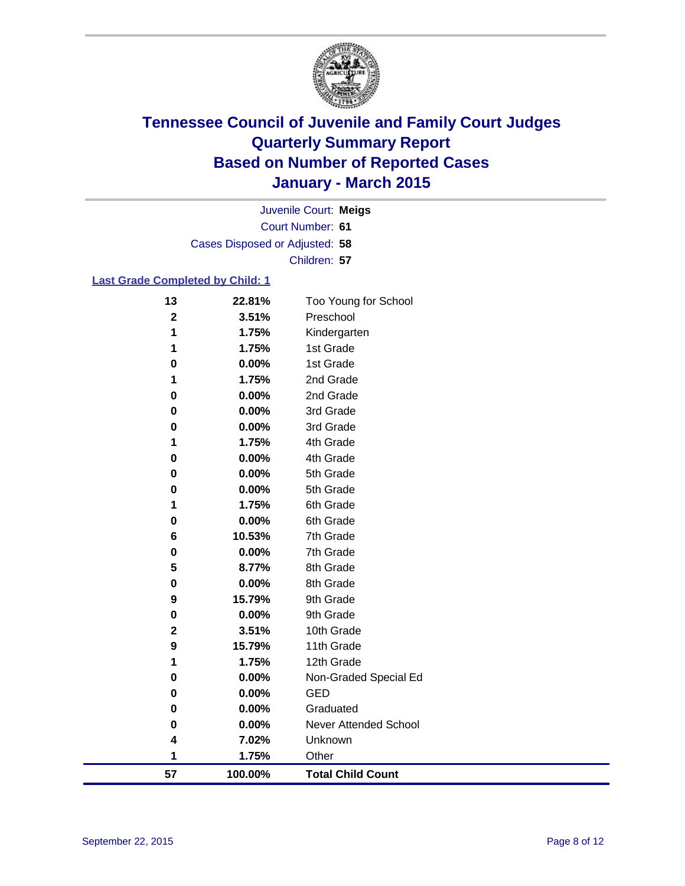# Tennessee Council of Juvenile and Family Court Judges
# Quarterly Summary Report
# Based on Number of Reported Cases
# January - March 2015

Juvenile Court: **Meigs**
Court Number: **61**
Cases Disposed or Adjusted: **58**
Children: **57**

## Last Grade Completed by Child: 1

| Count | Percent | Grade |
|---|---|---|
| 13 | 22.81% | Too Young for School |
| 2 | 3.51% | Preschool |
| 1 | 1.75% | Kindergarten |
| 1 | 1.75% | 1st Grade |
| 0 | 0.00% | 1st Grade |
| 1 | 1.75% | 2nd Grade |
| 0 | 0.00% | 2nd Grade |
| 0 | 0.00% | 3rd Grade |
| 0 | 0.00% | 3rd Grade |
| 1 | 1.75% | 4th Grade |
| 0 | 0.00% | 4th Grade |
| 0 | 0.00% | 5th Grade |
| 0 | 0.00% | 5th Grade |
| 1 | 1.75% | 6th Grade |
| 0 | 0.00% | 6th Grade |
| 6 | 10.53% | 7th Grade |
| 0 | 0.00% | 7th Grade |
| 5 | 8.77% | 8th Grade |
| 0 | 0.00% | 8th Grade |
| 9 | 15.79% | 9th Grade |
| 0 | 0.00% | 9th Grade |
| 2 | 3.51% | 10th Grade |
| 9 | 15.79% | 11th Grade |
| 1 | 1.75% | 12th Grade |
| 0 | 0.00% | Non-Graded Special Ed |
| 0 | 0.00% | GED |
| 0 | 0.00% | Graduated |
| 0 | 0.00% | Never Attended School |
| 4 | 7.02% | Unknown |
| 1 | 1.75% | Other |
| **57** | **100.00%** | **Total Child Count** |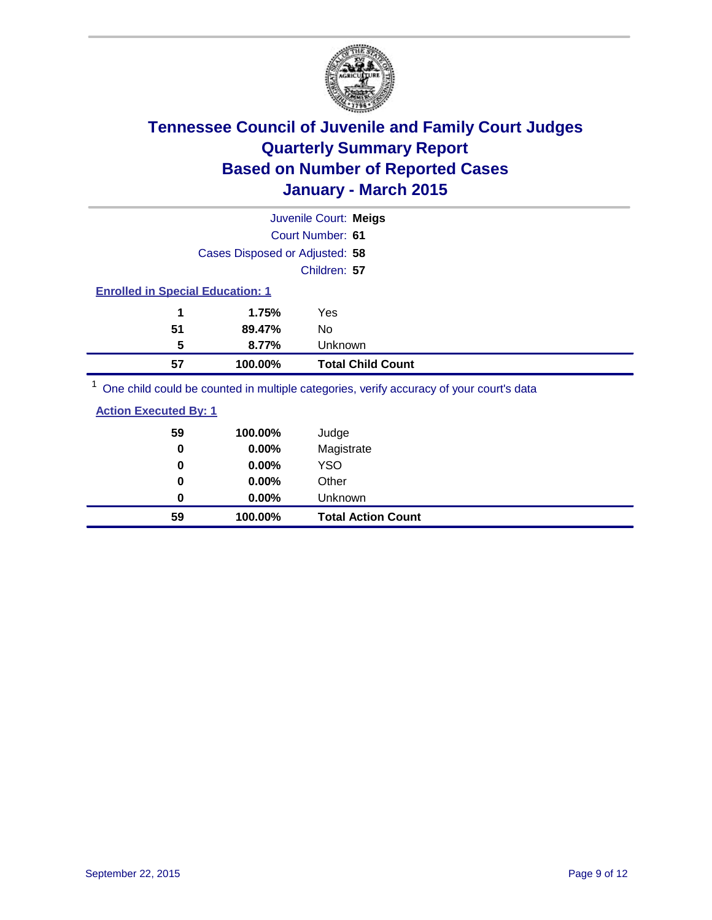# Tennessee Council of Juvenile and Family Court Judges
## Quarterly Summary Report
## Based on Number of Reported Cases
## January - March 2015

Juvenile Court: **Meigs**
Court Number: **61**
Cases Disposed or Adjusted: **58**
Children: **57**

**Enrolled in Special Education: 1**

| Count | Percent | Category |
|---|---|---|
| 1 | 1.75% | Yes |
| 51 | 89.47% | No |
| 5 | 8.77% | Unknown |
| **57** | **100.00%** | **Total Child Count** |

[1] One child could be counted in multiple categories, verify accuracy of your court's data

**Action Executed By: 1**

| Count | Percent | Category |
|---|---|---|
| 59 | 100.00% | Judge |
| 0 | 0.00% | Magistrate |
| 0 | 0.00% | YSO |
| 0 | 0.00% | Other |
| 0 | 0.00% | Unknown |
| **59** | **100.00%** | **Total Action Count** |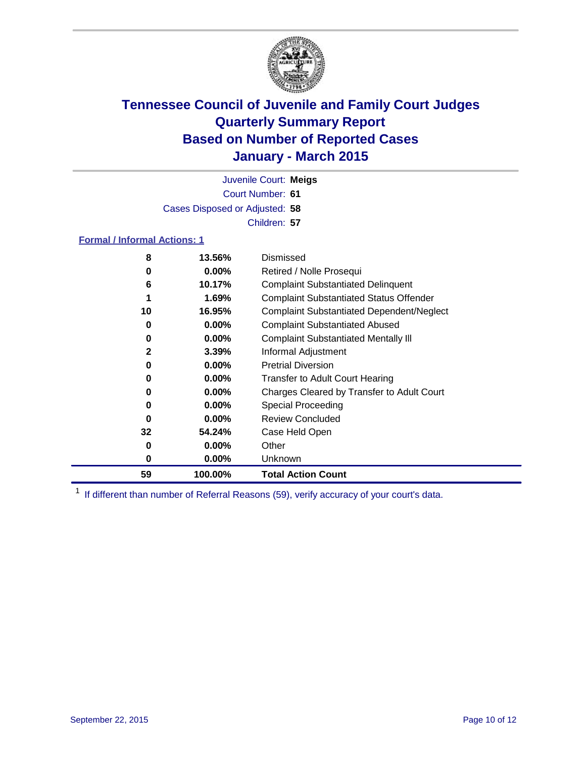# Tennessee Council of Juvenile and Family Court Judges
# Quarterly Summary Report
# Based on Number of Reported Cases
# January - March 2015

Juvenile Court: **Meigs**

Court Number: **61**

Cases Disposed or Adjusted: **58**

Children: **57**

## Formal / Informal Actions: 1

| Count | Percent | Action |
|---|---|---|
| 8 | 13.56% | Dismissed |
| 0 | 0.00% | Retired / Nolle Prosequi |
| 6 | 10.17% | Complaint Substantiated Delinquent |
| 1 | 1.69% | Complaint Substantiated Status Offender |
| 10 | 16.95% | Complaint Substantiated Dependent/Neglect |
| 0 | 0.00% | Complaint Substantiated Abused |
| 0 | 0.00% | Complaint Substantiated Mentally Ill |
| 2 | 3.39% | Informal Adjustment |
| 0 | 0.00% | Pretrial Diversion |
| 0 | 0.00% | Transfer to Adult Court Hearing |
| 0 | 0.00% | Charges Cleared by Transfer to Adult Court |
| 0 | 0.00% | Special Proceeding |
| 0 | 0.00% | Review Concluded |
| 32 | 54.24% | Case Held Open |
| 0 | 0.00% | Other |
| 0 | 0.00% | Unknown |
| **59** | **100.00%** | **Total Action Count** |

[1] If different than number of Referral Reasons (59), verify accuracy of your court's data.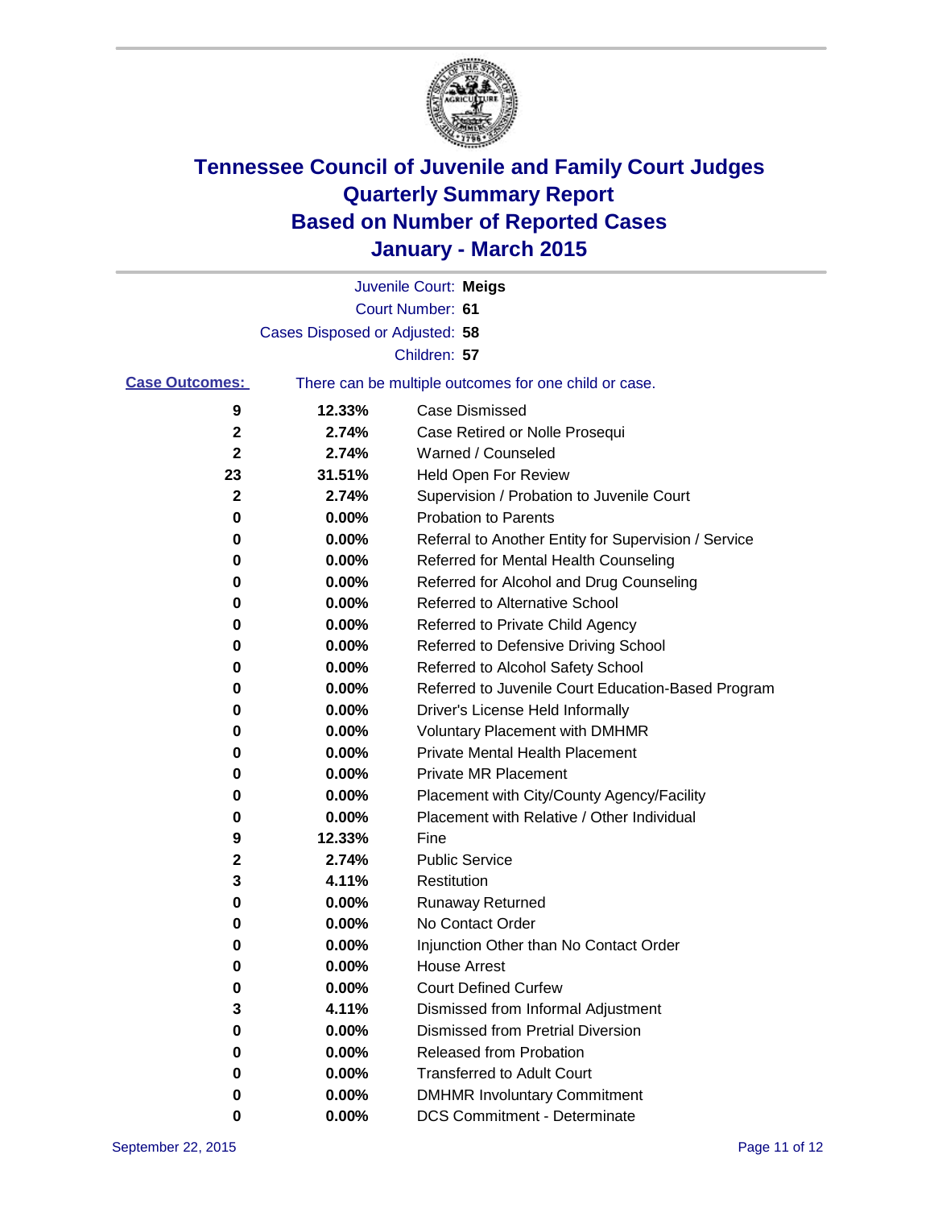# Tennessee Council of Juvenile and Family Court Judges
# Quarterly Summary Report
# Based on Number of Reported Cases
# January - March 2015

Juvenile Court: **Meigs**
Court Number: **61**
Cases Disposed or Adjusted: **58**
Children: **57**

**Case Outcomes:** There can be multiple outcomes for one child or case.

| Count | Percent | Outcome |
|---|---|---|
| 9 | 12.33% | Case Dismissed |
| 2 | 2.74% | Case Retired or Nolle Prosequi |
| 2 | 2.74% | Warned / Counseled |
| 23 | 31.51% | Held Open For Review |
| 2 | 2.74% | Supervision / Probation to Juvenile Court |
| 0 | 0.00% | Probation to Parents |
| 0 | 0.00% | Referral to Another Entity for Supervision / Service |
| 0 | 0.00% | Referred for Mental Health Counseling |
| 0 | 0.00% | Referred for Alcohol and Drug Counseling |
| 0 | 0.00% | Referred to Alternative School |
| 0 | 0.00% | Referred to Private Child Agency |
| 0 | 0.00% | Referred to Defensive Driving School |
| 0 | 0.00% | Referred to Alcohol Safety School |
| 0 | 0.00% | Referred to Juvenile Court Education-Based Program |
| 0 | 0.00% | Driver's License Held Informally |
| 0 | 0.00% | Voluntary Placement with DMHMR |
| 0 | 0.00% | Private Mental Health Placement |
| 0 | 0.00% | Private MR Placement |
| 0 | 0.00% | Placement with City/County Agency/Facility |
| 0 | 0.00% | Placement with Relative / Other Individual |
| 9 | 12.33% | Fine |
| 2 | 2.74% | Public Service |
| 3 | 4.11% | Restitution |
| 0 | 0.00% | Runaway Returned |
| 0 | 0.00% | No Contact Order |
| 0 | 0.00% | Injunction Other than No Contact Order |
| 0 | 0.00% | House Arrest |
| 0 | 0.00% | Court Defined Curfew |
| 3 | 4.11% | Dismissed from Informal Adjustment |
| 0 | 0.00% | Dismissed from Pretrial Diversion |
| 0 | 0.00% | Released from Probation |
| 0 | 0.00% | Transferred to Adult Court |
| 0 | 0.00% | DMHMR Involuntary Commitment |
| 0 | 0.00% | DCS Commitment - Determinate |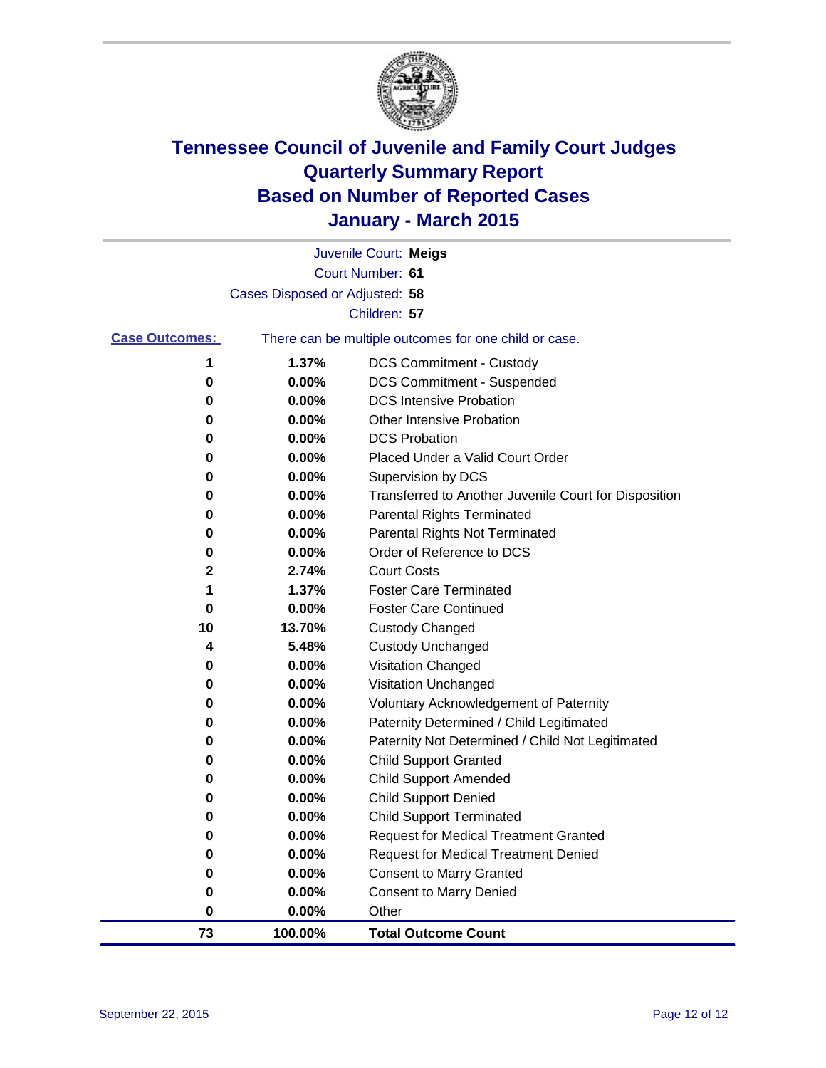# Tennessee Council of Juvenile and Family Court Judges
## Quarterly Summary Report
## Based on Number of Reported Cases
## January - March 2015

Juvenile Court: **Meigs**
Court Number: **61**
Cases Disposed or Adjusted: **58**
Children: **57**

**Case Outcomes:** There can be multiple outcomes for one child or case.

| | | |
|---|---|---|
| 1 | 1.37% | DCS Commitment - Custody |
| 0 | 0.00% | DCS Commitment - Suspended |
| 0 | 0.00% | DCS Intensive Probation |
| 0 | 0.00% | Other Intensive Probation |
| 0 | 0.00% | DCS Probation |
| 0 | 0.00% | Placed Under a Valid Court Order |
| 0 | 0.00% | Supervision by DCS |
| 0 | 0.00% | Transferred to Another Juvenile Court for Disposition |
| 0 | 0.00% | Parental Rights Terminated |
| 0 | 0.00% | Parental Rights Not Terminated |
| 0 | 0.00% | Order of Reference to DCS |
| 2 | 2.74% | Court Costs |
| 1 | 1.37% | Foster Care Terminated |
| 0 | 0.00% | Foster Care Continued |
| 10 | 13.70% | Custody Changed |
| 4 | 5.48% | Custody Unchanged |
| 0 | 0.00% | Visitation Changed |
| 0 | 0.00% | Visitation Unchanged |
| 0 | 0.00% | Voluntary Acknowledgement of Paternity |
| 0 | 0.00% | Paternity Determined / Child Legitimated |
| 0 | 0.00% | Paternity Not Determined / Child Not Legitimated |
| 0 | 0.00% | Child Support Granted |
| 0 | 0.00% | Child Support Amended |
| 0 | 0.00% | Child Support Denied |
| 0 | 0.00% | Child Support Terminated |
| 0 | 0.00% | Request for Medical Treatment Granted |
| 0 | 0.00% | Request for Medical Treatment Denied |
| 0 | 0.00% | Consent to Marry Granted |
| 0 | 0.00% | Consent to Marry Denied |
| 0 | 0.00% | Other |
| **73** | **100.00%** | **Total Outcome Count** |